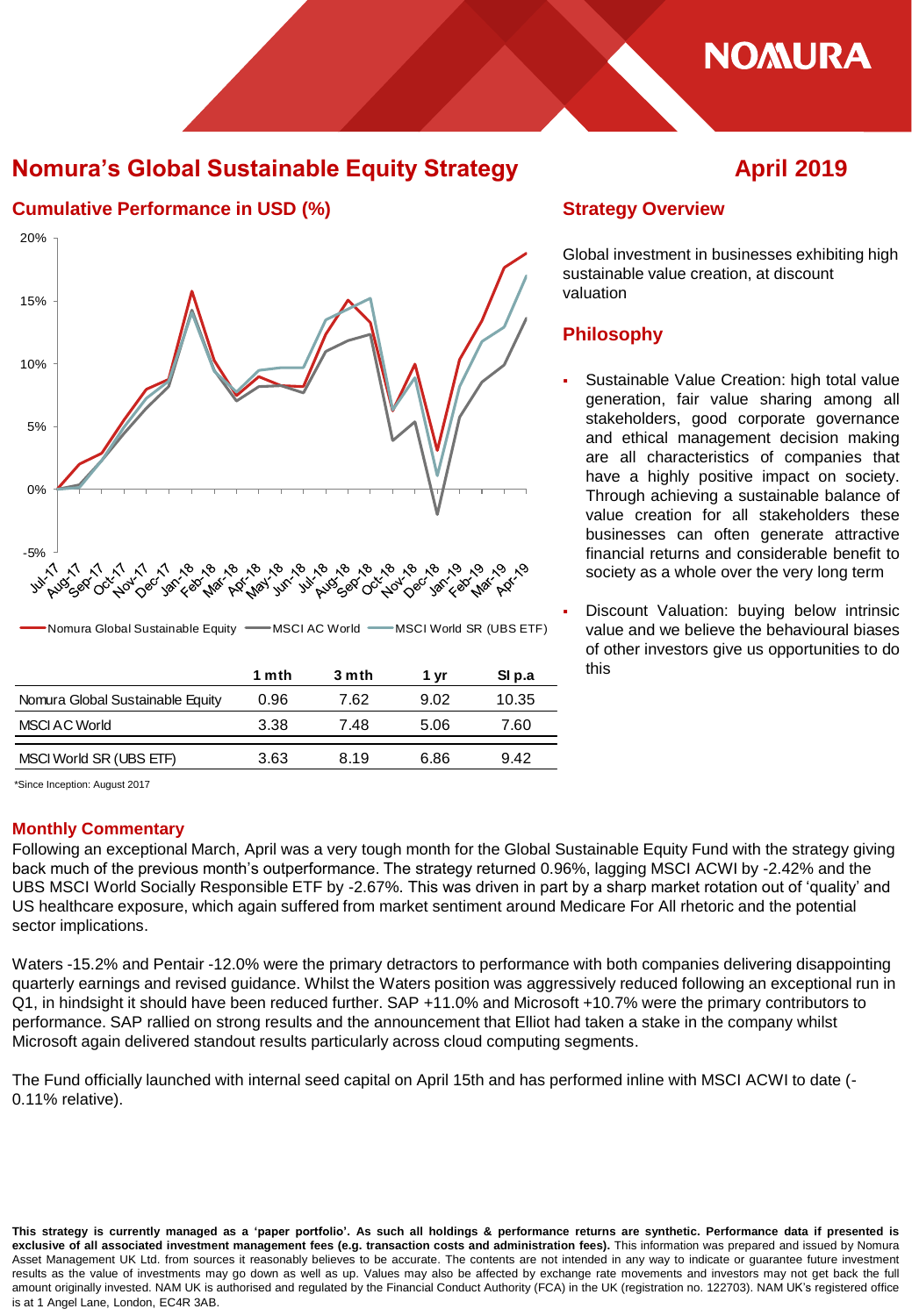# Nomura's Global Sustainable Equity Strategy

**April 2019**

## Cumulative Performance in USD (%)

Nomura Global Sustainable Equity — MSCI AC World — MSCI World SR (UBS ETF)

| | 1 mth | 3 mth | 1 yr | SI p.a |
|---|---|---|---|---|
| Nomura Global Sustainable Equity | 0.96 | 7.62 | 9.02 | 10.35 |
| MSCI AC World | 3.38 | 7.48 | 5.06 | 7.60 |
| MSCI World SR (UBS ETF) | 3.63 | 8.19 | 6.86 | 9.42 |

*Since Inception: August 2017

## Strategy Overview

Global investment in businesses exhibiting high sustainable value creation, at discount valuation

## Philosophy

- Sustainable Value Creation: high total value generation, fair value sharing among all stakeholders, good corporate governance and ethical management decision making are all characteristics of companies that have a highly positive impact on society. Through achieving a sustainable balance of value creation for all stakeholders these businesses can often generate attractive financial returns and considerable benefit to society as a whole over the very long term
- Discount Valuation: buying below intrinsic value and we believe the behavioural biases of other investors give us opportunities to do this

## Monthly Commentary

Following an exceptional March, April was a very tough month for the Global Sustainable Equity Fund with the strategy giving back much of the previous month's outperformance. The strategy returned 0.96%, lagging MSCI ACWI by -2.42% and the UBS MSCI World Socially Responsible ETF by -2.67%. This was driven in part by a sharp market rotation out of 'quality' and US healthcare exposure, which again suffered from market sentiment around Medicare For All rhetoric and the potential sector implications.

Waters -15.2% and Pentair -12.0% were the primary detractors to performance with both companies delivering disappointing quarterly earnings and revised guidance. Whilst the Waters position was aggressively reduced following an exceptional run in Q1, in hindsight it should have been reduced further. SAP +11.0% and Microsoft +10.7% were the primary contributors to performance. SAP rallied on strong results and the announcement that Elliot had taken a stake in the company whilst Microsoft again delivered standout results particularly across cloud computing segments.

The Fund officially launched with internal seed capital on April 15th and has performed inline with MSCI ACWI to date (-0.11% relative).

**This strategy is currently managed as a 'paper portfolio'. As such all holdings & performance returns are synthetic. Performance data if presented is exclusive of all associated investment management fees (e.g. transaction costs and administration fees).** This information was prepared and issued by Nomura Asset Management UK Ltd. from sources it reasonably believes to be accurate. The contents are not intended in any way to indicate or guarantee future investment results as the value of investments may go down as well as up. Values may also be affected by exchange rate movements and investors may not get back the full amount originally invested. NAM UK is authorised and regulated by the Financial Conduct Authority (FCA) in the UK (registration no. 122703). NAM UK's registered office is at 1 Angel Lane, London, EC4R 3AB.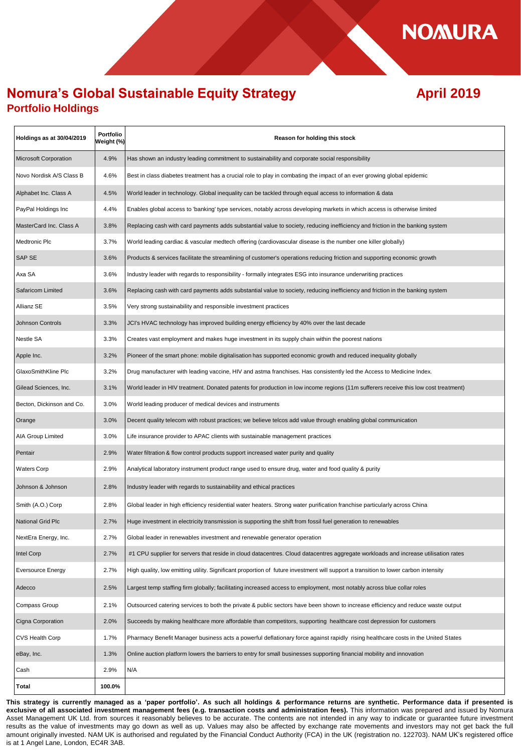# Nomura's Global Sustainable Equity Strategy

## April 2019

## Portfolio Holdings

| Holdings as at 30/04/2019 | Portfolio Weight (%) | Reason for holding this stock |
|---|---|---|
| Microsoft Corporation | 4.9% | Has shown an industry leading commitment to sustainability and corporate social responsibility |
| Novo Nordisk A/S Class B | 4.6% | Best in class diabetes treatment has a crucial role to play in combating the impact of an ever growing global epidemic |
| Alphabet Inc. Class A | 4.5% | World leader in technology. Global inequality can be tackled through equal access to information & data |
| PayPal Holdings Inc | 4.4% | Enables global access to 'banking' type services, notably across developing markets in which access is otherwise limited |
| MasterCard Inc. Class A | 3.8% | Replacing cash with card payments adds substantial value to society, reducing inefficiency and friction in the banking system |
| Medtronic Plc | 3.7% | World leading cardiac & vascular medtech offering (cardiovascular disease is the number one killer globally) |
| SAP SE | 3.6% | Products & services facilitate the streamlining of customer's operations reducing friction and supporting economic growth |
| Axa SA | 3.6% | Industry leader with regards to responsibility - formally integrates ESG into insurance underwriting practices |
| Safaricom Limited | 3.6% | Replacing cash with card payments adds substantial value to society, reducing inefficiency and friction in the banking system |
| Allianz SE | 3.5% | Very strong sustainability and responsible investment practices |
| Johnson Controls | 3.3% | JCI's HVAC technology has improved building energy efficiency by 40% over the last decade |
| Nestle SA | 3.3% | Creates vast employment and makes huge investment in its supply chain within the poorest nations |
| Apple Inc. | 3.2% | Pioneer of the smart phone: mobile digitalisation has supported economic growth and reduced inequality globally |
| GlaxoSmithKline Plc | 3.2% | Drug manufacturer with leading vaccine, HIV and astma franchises. Has consistently led the Access to Medicine Index. |
| Gilead Sciences, Inc. | 3.1% | World leader in HIV treatment. Donated patents for production in low income regions (11m sufferers receive this low cost treatment) |
| Becton, Dickinson and Co. | 3.0% | World leading producer of medical devices and instruments |
| Orange | 3.0% | Decent quality telecom with robust practices; we believe telcos add value through enabling global communication |
| AIA Group Limited | 3.0% | Life insurance provider to APAC clients with sustainable management practices |
| Pentair | 2.9% | Water filtration & flow control products support increased water purity and quality |
| Waters Corp | 2.9% | Analytical laboratory instrument product range used to ensure drug, water and food quality & purity |
| Johnson & Johnson | 2.8% | Industry leader with regards to sustainability and ethical practices |
| Smith (A.O.) Corp | 2.8% | Global leader in high efficiency residential water heaters. Strong water purification franchise particularly across China |
| National Grid Plc | 2.7% | Huge investment in electricity transmission is supporting the shift from fossil fuel generation to renewables |
| NextEra Energy, Inc. | 2.7% | Global leader in renewables investment and renewable generator operation |
| Intel Corp | 2.7% | #1 CPU supplier for servers that reside in cloud datacentres. Cloud datacentres aggregate workloads and increase utilisation rates |
| Eversource Energy | 2.7% | High quality, low emitting utility. Significant proportion of future investment will support a transition to lower carbon intensity |
| Adecco | 2.5% | Largest temp staffing firm globally; facilitating increased access to employment, most notably across blue collar roles |
| Compass Group | 2.1% | Outsourced catering services to both the private & public sectors have been shown to increase efficiency and reduce waste output |
| Cigna Corporation | 2.0% | Succeeds by making healthcare more affordable than competitors, supporting healthcare cost depression for customers |
| CVS Health Corp | 1.7% | Pharmacy Benefit Manager business acts a powerful deflationary force against rapidly rising healthcare costs in the United States |
| eBay, Inc. | 1.3% | Online auction platform lowers the barriers to entry for small businesses supporting financial mobility and innovation |
| Cash | 2.9% | N/A |
| **Total** | **100.0%** | |

**This strategy is currently managed as a 'paper portfolio'. As such all holdings & performance returns are synthetic. Performance data if presented is exclusive of all associated investment management fees (e.g. transaction costs and administration fees).** This information was prepared and issued by Nomura Asset Management UK Ltd. from sources it reasonably believes to be accurate. The contents are not intended in any way to indicate or guarantee future investment results as the value of investments may go down as well as up. Values may also be affected by exchange rate movements and investors may not get back the full amount originally invested. NAM UK is authorised and regulated by the Financial Conduct Authority (FCA) in the UK (registration no. 122703). NAM UK's registered office is at 1 Angel Lane, London, EC4R 3AB.